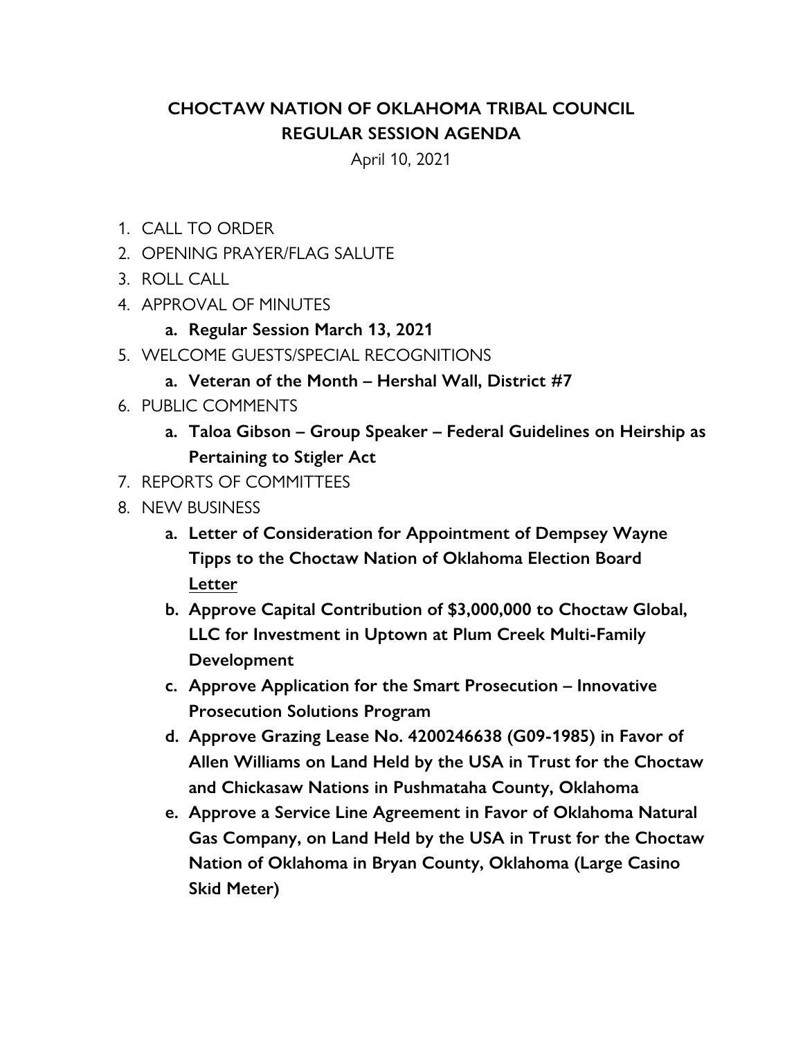# CHOCTAW NATION OF OKLAHOMA TRIBAL COUNCIL
## REGULAR SESSION AGENDA

April 10, 2021

1. CALL TO ORDER
2. OPENING PRAYER/FLAG SALUTE
3. ROLL CALL
4. APPROVAL OF MINUTES
    a. **Regular Session March 13, 2021**
5. WELCOME GUESTS/SPECIAL RECOGNITIONS
    a. **Veteran of the Month – Hershal Wall, District #7**
6. PUBLIC COMMENTS
    a. **Taloa Gibson – Group Speaker – Federal Guidelines on Heirship as Pertaining to Stigler Act**
7. REPORTS OF COMMITTEES
8. NEW BUSINESS
    a. **Letter of Consideration for Appointment of Dempsey Wayne Tipps to the Choctaw Nation of Oklahoma Election Board Letter**
    b. **Approve Capital Contribution of $3,000,000 to Choctaw Global, LLC for Investment in Uptown at Plum Creek Multi-Family Development**
    c. **Approve Application for the Smart Prosecution – Innovative Prosecution Solutions Program**
    d. **Approve Grazing Lease No. 4200246638 (G09-1985) in Favor of Allen Williams on Land Held by the USA in Trust for the Choctaw and Chickasaw Nations in Pushmataha County, Oklahoma**
    e. **Approve a Service Line Agreement in Favor of Oklahoma Natural Gas Company, on Land Held by the USA in Trust for the Choctaw Nation of Oklahoma in Bryan County, Oklahoma (Large Casino Skid Meter)**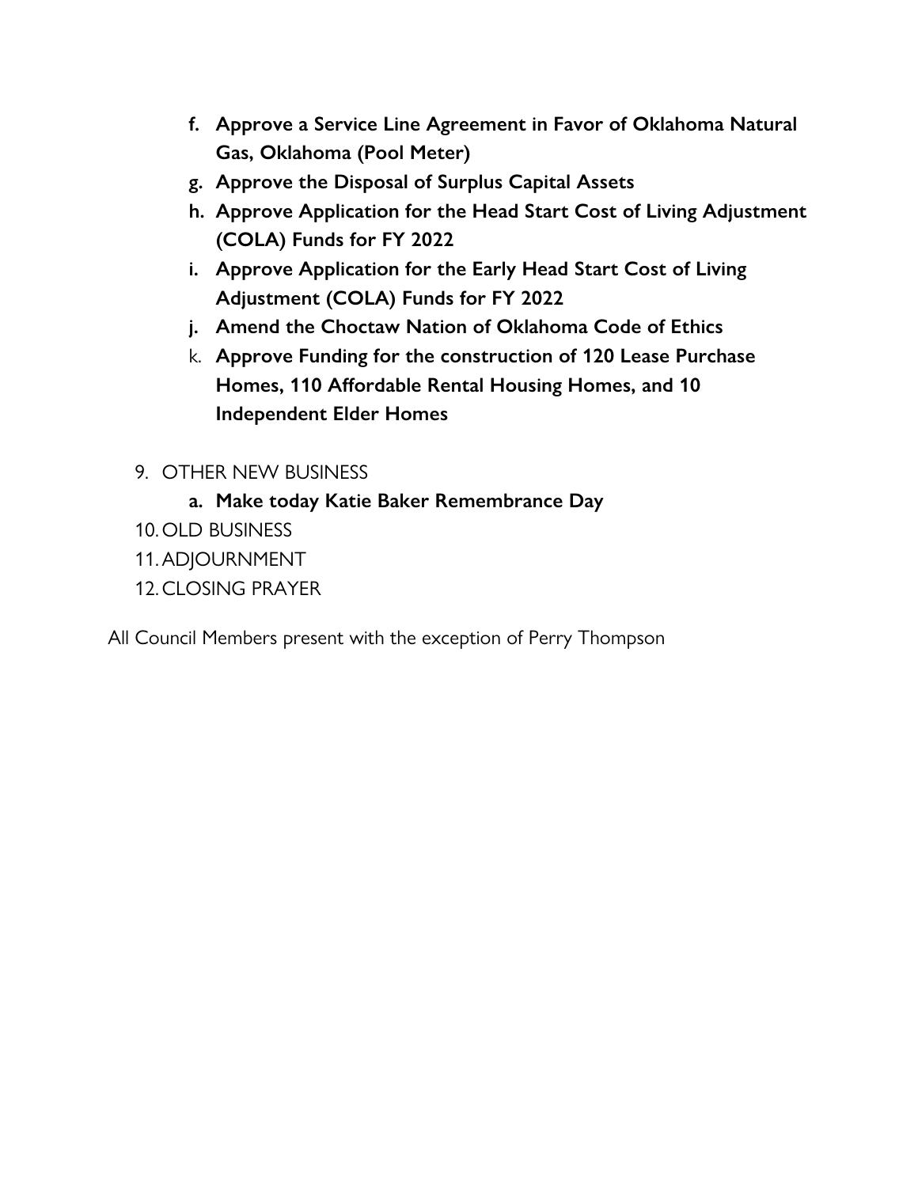- f. **Approve a Service Line Agreement in Favor of Oklahoma Natural Gas, Oklahoma (Pool Meter)**
- g. **Approve the Disposal of Surplus Capital Assets**
- h. **Approve Application for the Head Start Cost of Living Adjustment (COLA) Funds for FY 2022**
- i. **Approve Application for the Early Head Start Cost of Living Adjustment (COLA) Funds for FY 2022**
- j. **Amend the Choctaw Nation of Oklahoma Code of Ethics**
- k. **Approve Funding for the construction of 120 Lease Purchase Homes, 110 Affordable Rental Housing Homes, and 10 Independent Elder Homes**

9. OTHER NEW BUSINESS
   - a. **Make today Katie Baker Remembrance Day**
10. OLD BUSINESS
11. ADJOURNMENT
12. CLOSING PRAYER

All Council Members present with the exception of Perry Thompson